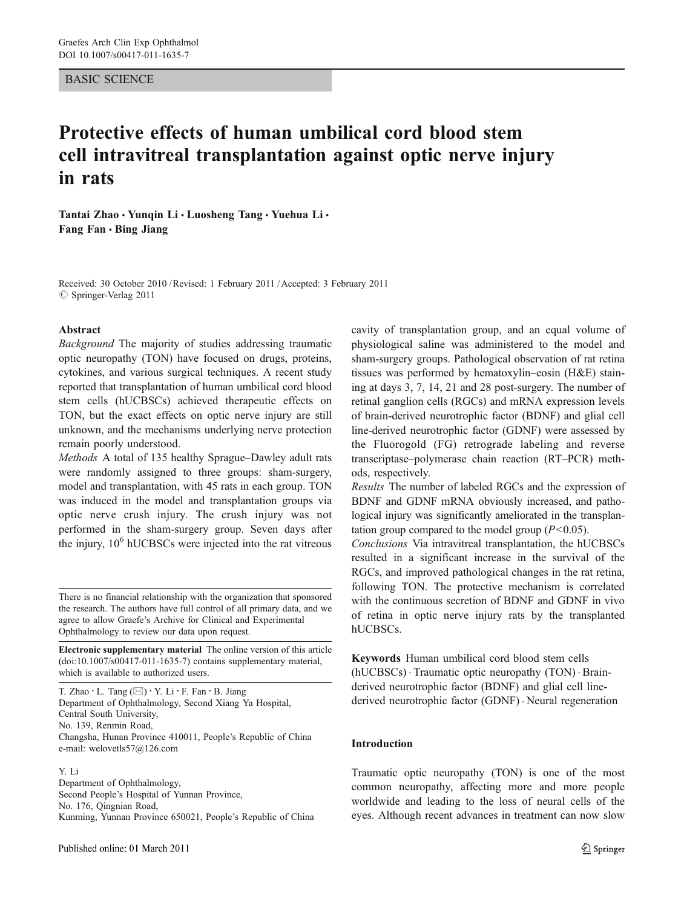BASIC SCIENCE

# Protective effects of human umbilical cord blood stem cell intravitreal transplantation against optic nerve injury in rats

**Tantai Zhao · Yunqin Li · Luosheng Tang · Yuehua Li · Fang Fan · Bing Jiang**

Received: 30 October 2010 / Revised: 1 February 2011 / Accepted: 3 February 2011
© Springer-Verlag 2011

## Abstract

*Background* The majority of studies addressing traumatic optic neuropathy (TON) have focused on drugs, proteins, cytokines, and various surgical techniques. A recent study reported that transplantation of human umbilical cord blood stem cells (hUCBSCs) achieved therapeutic effects on TON, but the exact effects on optic nerve injury are still unknown, and the mechanisms underlying nerve protection remain poorly understood.

*Methods* A total of 135 healthy Sprague–Dawley adult rats were randomly assigned to three groups: sham-surgery, model and transplantation, with 45 rats in each group. TON was induced in the model and transplantation groups via optic nerve crush injury. The crush injury was not performed in the sham-surgery group. Seven days after the injury, $10^6$ hUCBSCs were injected into the rat vitreous cavity of transplantation group, and an equal volume of physiological saline was administered to the model and sham-surgery groups. Pathological observation of rat retina tissues was performed by hematoxylin–eosin (H&E) staining at days 3, 7, 14, 21 and 28 post-surgery. The number of retinal ganglion cells (RGCs) and mRNA expression levels of brain-derived neurotrophic factor (BDNF) and glial cell line-derived neurotrophic factor (GDNF) were assessed by the Fluorogold (FG) retrograde labeling and reverse transcriptase–polymerase chain reaction (RT–PCR) methods, respectively.

*Results* The number of labeled RGCs and the expression of BDNF and GDNF mRNA obviously increased, and pathological injury was significantly ameliorated in the transplantation group compared to the model group ($P<0.05$).

*Conclusions* Via intravitreal transplantation, the hUCBSCs resulted in a significant increase in the survival of the RGCs, and improved pathological changes in the rat retina, following TON. The protective mechanism is correlated with the continuous secretion of BDNF and GDNF in vivo of retina in optic nerve injury rats by the transplanted hUCBSCs.

**Keywords** Human umbilical cord blood stem cells (hUCBSCs) · Traumatic optic neuropathy (TON) · Brain-derived neurotrophic factor (BDNF) and glial cell line-derived neurotrophic factor (GDNF) · Neural regeneration

There is no financial relationship with the organization that sponsored the research. The authors have full control of all primary data, and we agree to allow Graefe's Archive for Clinical and Experimental Ophthalmology to review our data upon request.

**Electronic supplementary material** The online version of this article (doi:10.1007/s00417-011-1635-7) contains supplementary material, which is available to authorized users.

T. Zhao · L. Tang (✉) · Y. Li · F. Fan · B. Jiang
Department of Ophthalmology, Second Xiang Ya Hospital, Central South University,
No. 139, Renmin Road,
Changsha, Hunan Province 410011, People's Republic of China
e-mail: welovetls57@126.com

Y. Li
Department of Ophthalmology,
Second People's Hospital of Yunnan Province,
No. 176, Qingnian Road,
Kunming, Yunnan Province 650021, People's Republic of China

## Introduction

Traumatic optic neuropathy (TON) is one of the most common neuropathy, affecting more and more people worldwide and leading to the loss of neural cells of the eyes. Although recent advances in treatment can now slow

Published online: 01 March 2011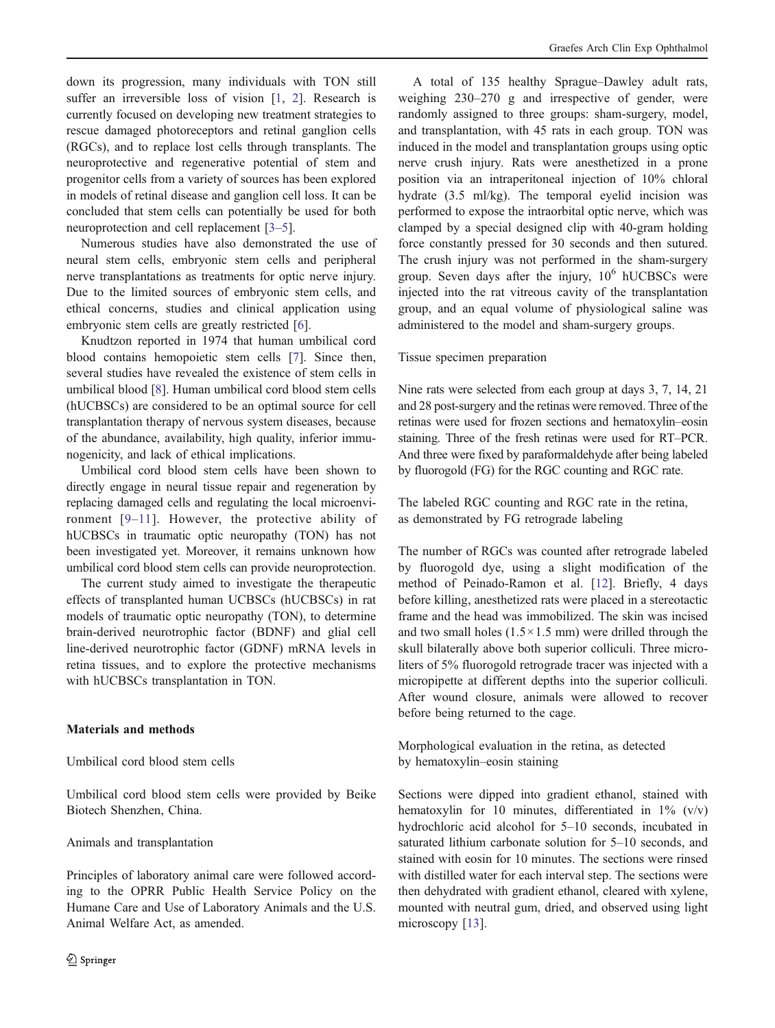down its progression, many individuals with TON still suffer an irreversible loss of vision [1, 2]. Research is currently focused on developing new treatment strategies to rescue damaged photoreceptors and retinal ganglion cells (RGCs), and to replace lost cells through transplants. The neuroprotective and regenerative potential of stem and progenitor cells from a variety of sources has been explored in models of retinal disease and ganglion cell loss. It can be concluded that stem cells can potentially be used for both neuroprotection and cell replacement [3–5].

Numerous studies have also demonstrated the use of neural stem cells, embryonic stem cells and peripheral nerve transplantations as treatments for optic nerve injury. Due to the limited sources of embryonic stem cells, and ethical concerns, studies and clinical application using embryonic stem cells are greatly restricted [6].

Knudtzon reported in 1974 that human umbilical cord blood contains hemopoietic stem cells [7]. Since then, several studies have revealed the existence of stem cells in umbilical blood [8]. Human umbilical cord blood stem cells (hUCBSCs) are considered to be an optimal source for cell transplantation therapy of nervous system diseases, because of the abundance, availability, high quality, inferior immunogenicity, and lack of ethical implications.

Umbilical cord blood stem cells have been shown to directly engage in neural tissue repair and regeneration by replacing damaged cells and regulating the local microenvironment [9–11]. However, the protective ability of hUCBSCs in traumatic optic neuropathy (TON) has not been investigated yet. Moreover, it remains unknown how umbilical cord blood stem cells can provide neuroprotection.

The current study aimed to investigate the therapeutic effects of transplanted human UCBSCs (hUCBSCs) in rat models of traumatic optic neuropathy (TON), to determine brain-derived neurotrophic factor (BDNF) and glial cell line-derived neurotrophic factor (GDNF) mRNA levels in retina tissues, and to explore the protective mechanisms with hUCBSCs transplantation in TON.

## Materials and methods

### Umbilical cord blood stem cells

Umbilical cord blood stem cells were provided by Beike Biotech Shenzhen, China.

### Animals and transplantation

Principles of laboratory animal care were followed according to the OPRR Public Health Service Policy on the Humane Care and Use of Laboratory Animals and the U.S. Animal Welfare Act, as amended.

A total of 135 healthy Sprague–Dawley adult rats, weighing 230–270 g and irrespective of gender, were randomly assigned to three groups: sham-surgery, model, and transplantation, with 45 rats in each group. TON was induced in the model and transplantation groups using optic nerve crush injury. Rats were anesthetized in a prone position via an intraperitoneal injection of 10% chloral hydrate (3.5 ml/kg). The temporal eyelid incision was performed to expose the intraorbital optic nerve, which was clamped by a special designed clip with 40-gram holding force constantly pressed for 30 seconds and then sutured. The crush injury was not performed in the sham-surgery group. Seven days after the injury, $10^6$ hUCBSCs were injected into the rat vitreous cavity of the transplantation group, and an equal volume of physiological saline was administered to the model and sham-surgery groups.

### Tissue specimen preparation

Nine rats were selected from each group at days 3, 7, 14, 21 and 28 post-surgery and the retinas were removed. Three of the retinas were used for frozen sections and hematoxylin–eosin staining. Three of the fresh retinas were used for RT–PCR. And three were fixed by paraformaldehyde after being labeled by fluorogold (FG) for the RGC counting and RGC rate.

### The labeled RGC counting and RGC rate in the retina, as demonstrated by FG retrograde labeling

The number of RGCs was counted after retrograde labeled by fluorogold dye, using a slight modification of the method of Peinado-Ramon et al. [12]. Briefly, 4 days before killing, anesthetized rats were placed in a stereotactic frame and the head was immobilized. The skin was incised and two small holes ($1.5 \times 1.5$ mm) were drilled through the skull bilaterally above both superior colliculi. Three microliters of 5% fluorogold retrograde tracer was injected with a micropipette at different depths into the superior colliculi. After wound closure, animals were allowed to recover before being returned to the cage.

### Morphological evaluation in the retina, as detected by hematoxylin–eosin staining

Sections were dipped into gradient ethanol, stained with hematoxylin for 10 minutes, differentiated in 1% (v/v) hydrochloric acid alcohol for 5–10 seconds, incubated in saturated lithium carbonate solution for 5–10 seconds, and stained with eosin for 10 minutes. The sections were rinsed with distilled water for each interval step. The sections were then dehydrated with gradient ethanol, cleared with xylene, mounted with neutral gum, dried, and observed using light microscopy [13].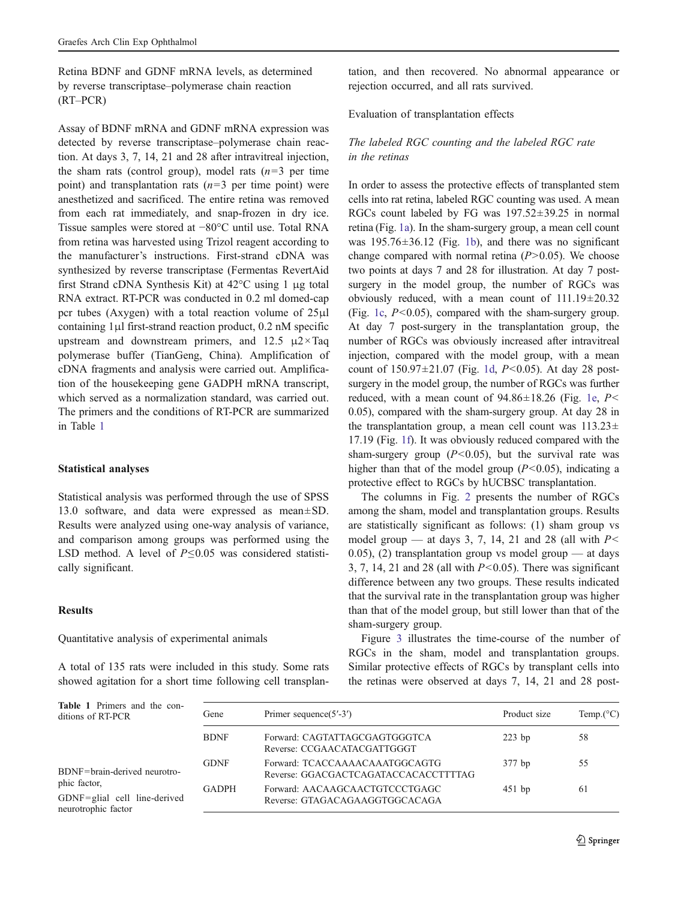Retina BDNF and GDNF mRNA levels, as determined by reverse transcriptase–polymerase chain reaction (RT–PCR)

Assay of BDNF mRNA and GDNF mRNA expression was detected by reverse transcriptase–polymerase chain reaction. At days 3, 7, 14, 21 and 28 after intravitreal injection, the sham rats (control group), model rats ($n=3$ per time point) and transplantation rats ($n=3$ per time point) were anesthetized and sacrificed. The entire retina was removed from each rat immediately, and snap-frozen in dry ice. Tissue samples were stored at −80°C until use. Total RNA from retina was harvested using Trizol reagent according to the manufacturer's instructions. First-strand cDNA was synthesized by reverse transcriptase (Fermentas RevertAid first Strand cDNA Synthesis Kit) at 42°C using 1 μg total RNA extract. RT-PCR was conducted in 0.2 ml domed-cap pcr tubes (Axygen) with a total reaction volume of 25μl containing 1μl first-strand reaction product, 0.2 nM specific upstream and downstream primers, and 12.5 μ2×Taq polymerase buffer (TianGeng, China). Amplification of cDNA fragments and analysis were carried out. Amplification of the housekeeping gene GADPH mRNA transcript, which served as a normalization standard, was carried out. The primers and the conditions of RT-PCR are summarized in Table 1

### Statistical analyses

Statistical analysis was performed through the use of SPSS 13.0 software, and data were expressed as mean±SD. Results were analyzed using one-way analysis of variance, and comparison among groups was performed using the LSD method. A level of $P\leq0.05$ was considered statistically significant.

## Results

Quantitative analysis of experimental animals

A total of 135 rats were included in this study. Some rats showed agitation for a short time following cell transplantation, and then recovered. No abnormal appearance or rejection occurred, and all rats survived.

Evaluation of transplantation effects

*The labeled RGC counting and the labeled RGC rate in the retinas*

In order to assess the protective effects of transplanted stem cells into rat retina, labeled RGC counting was used. A mean RGCs count labeled by FG was 197.52±39.25 in normal retina (Fig. 1a). In the sham-surgery group, a mean cell count was 195.76±36.12 (Fig. 1b), and there was no significant change compared with normal retina ($P>0.05$). We choose two points at days 7 and 28 for illustration. At day 7 post-surgery in the model group, the number of RGCs was obviously reduced, with a mean count of 111.19±20.32 (Fig. 1c, $P<0.05$), compared with the sham-surgery group. At day 7 post-surgery in the transplantation group, the number of RGCs was obviously increased after intravitreal injection, compared with the model group, with a mean count of 150.97±21.07 (Fig. 1d, $P<0.05$). At day 28 post-surgery in the model group, the number of RGCs was further reduced, with a mean count of 94.86±18.26 (Fig. 1e, $P<0.05$), compared with the sham-surgery group. At day 28 in the transplantation group, a mean cell count was 113.23±17.19 (Fig. 1f). It was obviously reduced compared with the sham-surgery group ($P<0.05$), but the survival rate was higher than that of the model group ($P<0.05$), indicating a protective effect to RGCs by hUCBSC transplantation.

The columns in Fig. 2 presents the number of RGCs among the sham, model and transplantation groups. Results are statistically significant as follows: (1) sham group vs model group — at days 3, 7, 14, 21 and 28 (all with $P<0.05$), (2) transplantation group vs model group — at days 3, 7, 14, 21 and 28 (all with $P<0.05$). There was significant difference between any two groups. These results indicated that the survival rate in the transplantation group was higher than that of the model group, but still lower than that of the sham-surgery group.

Figure 3 illustrates the time-course of the number of RGCs in the sham, model and transplantation groups. Similar protective effects of RGCs by transplant cells into the retinas were observed at days 7, 14, 21 and 28 post-

**Table 1** Primers and the conditions of RT-PCR

| Gene | Primer sequence(5′-3′) | Product size | Temp.(°C) |
|---|---|---|---|
| BDNF | Forward: CAGTATTAGCGAGTGGGTCA<br>Reverse: CCGAACATACGATTGGGT | 223 bp | 58 |
| GDNF | Forward: TCACCAAAACAAATGGCAGTG<br>Reverse: GGACGACTCAGATACCACACCTTTTAG | 377 bp | 55 |
| GADPH | Forward: AACAAGCAACTGTCCCTGAGC<br>Reverse: GTAGACAGAAGGTGGCACAGA | 451 bp | 61 |

BDNF=brain-derived neurotrophic factor,
GDNF=glial cell line-derived neurotrophic factor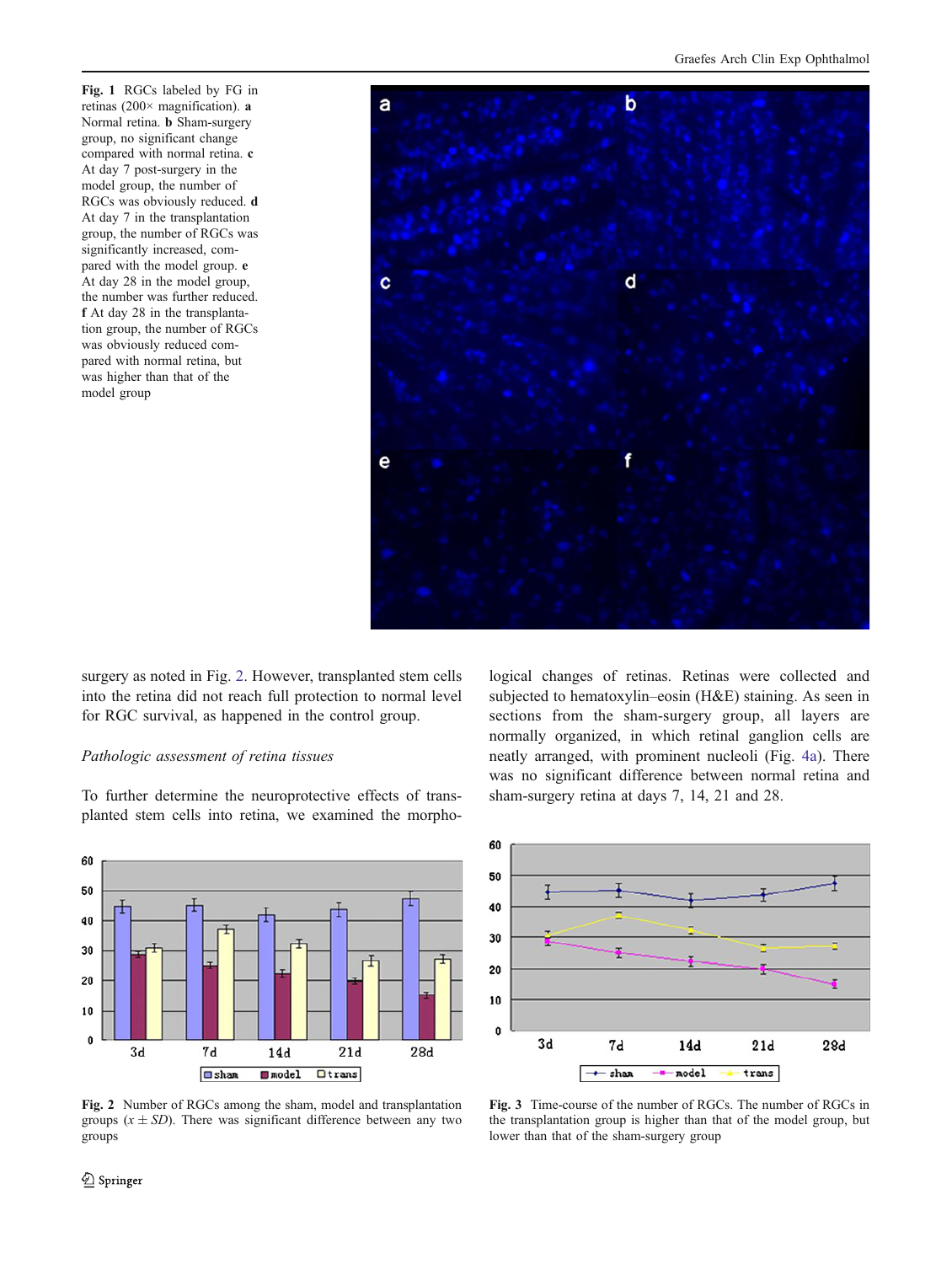**Fig. 1** RGCs labeled by FG in retinas (200× magnification). **a** Normal retina. **b** Sham-surgery group, no significant change compared with normal retina. **c** At day 7 post-surgery in the model group, the number of RGCs was obviously reduced. **d** At day 7 in the transplantation group, the number of RGCs was significantly increased, compared with the model group. **e** At day 28 in the model group, the number was further reduced. **f** At day 28 in the transplantation group, the number of RGCs was obviously reduced compared with normal retina, but was higher than that of the model group

surgery as noted in Fig. 2. However, transplanted stem cells into the retina did not reach full protection to normal level for RGC survival, as happened in the control group.

*Pathologic assessment of retina tissues*

To further determine the neuroprotective effects of transplanted stem cells into retina, we examined the morphological changes of retinas. Retinas were collected and subjected to hematoxylin–eosin (H&E) staining. As seen in sections from the sham-surgery group, all layers are normally organized, in which retinal ganglion cells are neatly arranged, with prominent nucleoli (Fig. 4a). There was no significant difference between normal retina and sham-surgery retina at days 7, 14, 21 and 28.

**Fig. 2** Number of RGCs among the sham, model and transplantation groups ($x \pm SD$). There was significant difference between any two groups

**Fig. 3** Time-course of the number of RGCs. The number of RGCs in the transplantation group is higher than that of the model group, but lower than that of the sham-surgery group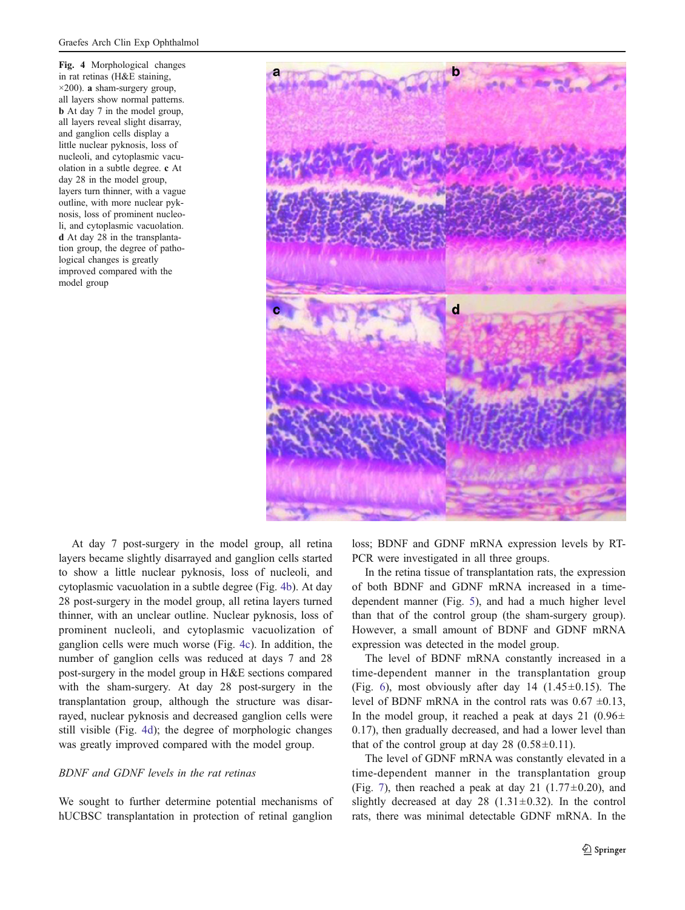Fig. 4 Morphological changes in rat retinas (H&E staining, ×200). **a** sham-surgery group, all layers show normal patterns. **b** At day 7 in the model group, all layers reveal slight disarray, and ganglion cells display a little nuclear pyknosis, loss of nucleoli, and cytoplasmic vacuolation in a subtle degree. **c** At day 28 in the model group, layers turn thinner, with a vague outline, with more nuclear pyknosis, loss of prominent nucleoli, and cytoplasmic vacuolation. **d** At day 28 in the transplantation group, the degree of pathological changes is greatly improved compared with the model group

At day 7 post-surgery in the model group, all retina layers became slightly disarrayed and ganglion cells started to show a little nuclear pyknosis, loss of nucleoli, and cytoplasmic vacuolation in a subtle degree (Fig. 4b). At day 28 post-surgery in the model group, all retina layers turned thinner, with an unclear outline. Nuclear pyknosis, loss of prominent nucleoli, and cytoplasmic vacuolization of ganglion cells were much worse (Fig. 4c). In addition, the number of ganglion cells was reduced at days 7 and 28 post-surgery in the model group in H&E sections compared with the sham-surgery. At day 28 post-surgery in the transplantation group, although the structure was disarrayed, nuclear pyknosis and decreased ganglion cells were still visible (Fig. 4d); the degree of morphologic changes was greatly improved compared with the model group.

*BDNF and GDNF levels in the rat retinas*

We sought to further determine potential mechanisms of hUCBSC transplantation in protection of retinal ganglion loss; BDNF and GDNF mRNA expression levels by RT-PCR were investigated in all three groups.

In the retina tissue of transplantation rats, the expression of both BDNF and GDNF mRNA increased in a time-dependent manner (Fig. 5), and had a much higher level than that of the control group (the sham-surgery group). However, a small amount of BDNF and GDNF mRNA expression was detected in the model group.

The level of BDNF mRNA constantly increased in a time-dependent manner in the transplantation group (Fig. 6), most obviously after day 14 (1.45±0.15). The level of BDNF mRNA in the control rats was 0.67 ±0.13, In the model group, it reached a peak at days 21 (0.96± 0.17), then gradually decreased, and had a lower level than that of the control group at day 28 (0.58±0.11).

The level of GDNF mRNA was constantly elevated in a time-dependent manner in the transplantation group (Fig. 7), then reached a peak at day 21 (1.77±0.20), and slightly decreased at day 28 (1.31±0.32). In the control rats, there was minimal detectable GDNF mRNA. In the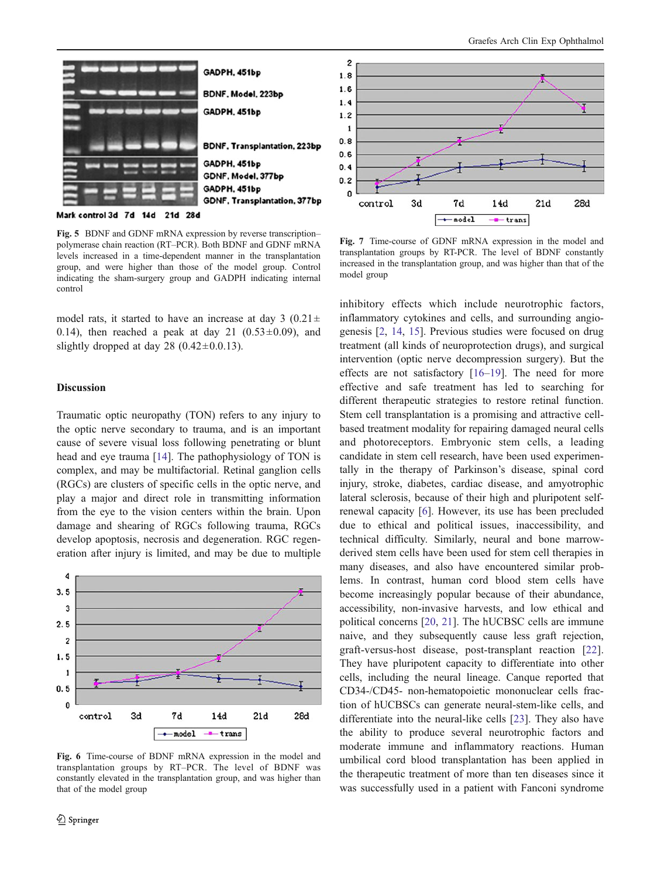Fig. 5 BDNF and GDNF mRNA expression by reverse transcription–polymerase chain reaction (RT–PCR). Both BDNF and GDNF mRNA levels increased in a time-dependent manner in the transplantation group, and were higher than those of the model group. Control indicating the sham-surgery group and GADPH indicating internal control

Fig. 7 Time-course of GDNF mRNA expression in the model and transplantation groups by RT-PCR. The level of BDNF constantly increased in the transplantation group, and was higher than that of the model group

model rats, it started to have an increase at day 3 (0.21± 0.14), then reached a peak at day 21 (0.53±0.09), and slightly dropped at day 28 (0.42±0.0.13).

## Discussion

Traumatic optic neuropathy (TON) refers to any injury to the optic nerve secondary to trauma, and is an important cause of severe visual loss following penetrating or blunt head and eye trauma [14]. The pathophysiology of TON is complex, and may be multifactorial. Retinal ganglion cells (RGCs) are clusters of specific cells in the optic nerve, and play a major and direct role in transmitting information from the eye to the vision centers within the brain. Upon damage and shearing of RGCs following trauma, RGCs develop apoptosis, necrosis and degeneration. RGC regeneration after injury is limited, and may be due to multiple inhibitory effects which include neurotrophic factors, inflammatory cytokines and cells, and surrounding angiogenesis [2, 14, 15]. Previous studies were focused on drug treatment (all kinds of neuroprotection drugs), and surgical intervention (optic nerve decompression surgery). But the effects are not satisfactory [16–19]. The need for more effective and safe treatment has led to searching for different therapeutic strategies to restore retinal function. Stem cell transplantation is a promising and attractive cell-based treatment modality for repairing damaged neural cells and photoreceptors. Embryonic stem cells, a leading candidate in stem cell research, have been used experimentally in the therapy of Parkinson's disease, spinal cord injury, stroke, diabetes, cardiac disease, and amyotrophic lateral sclerosis, because of their high and pluripotent self-renewal capacity [6]. However, its use has been precluded due to ethical and political issues, inaccessibility, and technical difficulty. Similarly, neural and bone marrow-derived stem cells have been used for stem cell therapies in many diseases, and also have encountered similar problems. In contrast, human cord blood stem cells have become increasingly popular because of their abundance, accessibility, non-invasive harvests, and low ethical and political concerns [20, 21]. The hUCBSC cells are immune naive, and they subsequently cause less graft rejection, graft-versus-host disease, post-transplant reaction [22]. They have pluripotent capacity to differentiate into other cells, including the neural lineage. Canque reported that CD34-/CD45- non-hematopoietic mononuclear cells fraction of hUCBSCs can generate neural-stem-like cells, and differentiate into the neural-like cells [23]. They also have the ability to produce several neurotrophic factors and moderate immune and inflammatory reactions. Human umbilical cord blood transplantation has been applied in the therapeutic treatment of more than ten diseases since it was successfully used in a patient with Fanconi syndrome

Fig. 6 Time-course of BDNF mRNA expression in the model and transplantation groups by RT–PCR. The level of BDNF was constantly elevated in the transplantation group, and was higher than that of the model group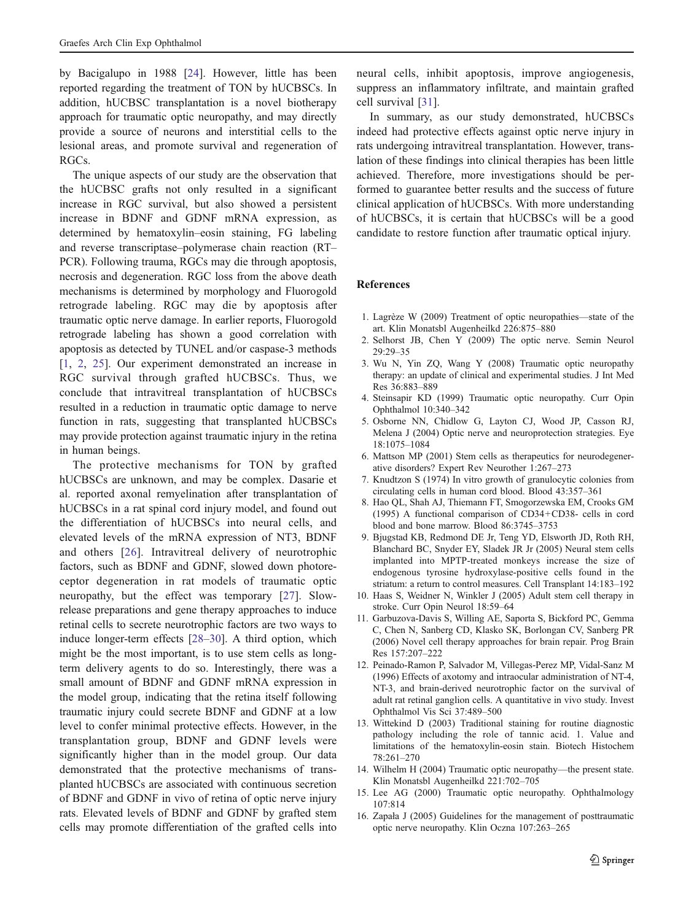by Bacigalupo in 1988 [24]. However, little has been reported regarding the treatment of TON by hUCBSCs. In addition, hUCBSC transplantation is a novel biotherapy approach for traumatic optic neuropathy, and may directly provide a source of neurons and interstitial cells to the lesional areas, and promote survival and regeneration of RGCs.

The unique aspects of our study are the observation that the hUCBSC grafts not only resulted in a significant increase in RGC survival, but also showed a persistent increase in BDNF and GDNF mRNA expression, as determined by hematoxylin–eosin staining, FG labeling and reverse transcriptase–polymerase chain reaction (RT–PCR). Following trauma, RGCs may die through apoptosis, necrosis and degeneration. RGC loss from the above death mechanisms is determined by morphology and Fluorogold retrograde labeling. RGC may die by apoptosis after traumatic optic nerve damage. In earlier reports, Fluorogold retrograde labeling has shown a good correlation with apoptosis as detected by TUNEL and/or caspase-3 methods [1, 2, 25]. Our experiment demonstrated an increase in RGC survival through grafted hUCBSCs. Thus, we conclude that intravitreal transplantation of hUCBSCs resulted in a reduction in traumatic optic damage to nerve function in rats, suggesting that transplanted hUCBSCs may provide protection against traumatic injury in the retina in human beings.

The protective mechanisms for TON by grafted hUCBSCs are unknown, and may be complex. Dasarie et al. reported axonal remyelination after transplantation of hUCBSCs in a rat spinal cord injury model, and found out the differentiation of hUCBSCs into neural cells, and elevated levels of the mRNA expression of NT3, BDNF and others [26]. Intravitreal delivery of neurotrophic factors, such as BDNF and GDNF, slowed down photoreceptor degeneration in rat models of traumatic optic neuropathy, but the effect was temporary [27]. Slow-release preparations and gene therapy approaches to induce retinal cells to secrete neurotrophic factors are two ways to induce longer-term effects [28–30]. A third option, which might be the most important, is to use stem cells as long-term delivery agents to do so. Interestingly, there was a small amount of BDNF and GDNF mRNA expression in the model group, indicating that the retina itself following traumatic injury could secrete BDNF and GDNF at a low level to confer minimal protective effects. However, in the transplantation group, BDNF and GDNF levels were significantly higher than in the model group. Our data demonstrated that the protective mechanisms of transplanted hUCBSCs are associated with continuous secretion of BDNF and GDNF in vivo of retina of optic nerve injury rats. Elevated levels of BDNF and GDNF by grafted stem cells may promote differentiation of the grafted cells into neural cells, inhibit apoptosis, improve angiogenesis, suppress an inflammatory infiltrate, and maintain grafted cell survival [31].

In summary, as our study demonstrated, hUCBSCs indeed had protective effects against optic nerve injury in rats undergoing intravitreal transplantation. However, translation of these findings into clinical therapies has been little achieved. Therefore, more investigations should be performed to guarantee better results and the success of future clinical application of hUCBSCs. With more understanding of hUCBSCs, it is certain that hUCBSCs will be a good candidate to restore function after traumatic optical injury.

## References

1. Lagrèze W (2009) Treatment of optic neuropathies—state of the art. Klin Monatsbl Augenheilkd 226:875–880
2. Selhorst JB, Chen Y (2009) The optic nerve. Semin Neurol 29:29–35
3. Wu N, Yin ZQ, Wang Y (2008) Traumatic optic neuropathy therapy: an update of clinical and experimental studies. J Int Med Res 36:883–889
4. Steinsapir KD (1999) Traumatic optic neuropathy. Curr Opin Ophthalmol 10:340–342
5. Osborne NN, Chidlow G, Layton CJ, Wood JP, Casson RJ, Melena J (2004) Optic nerve and neuroprotection strategies. Eye 18:1075–1084
6. Mattson MP (2001) Stem cells as therapeutics for neurodegenerative disorders? Expert Rev Neurother 1:267–273
7. Knudtzon S (1974) In vitro growth of granulocytic colonies from circulating cells in human cord blood. Blood 43:357–361
8. Hao QL, Shah AJ, Thiemann FT, Smogorzewska EM, Crooks GM (1995) A functional comparison of CD34+CD38- cells in cord blood and bone marrow. Blood 86:3745–3753
9. Bjugstad KB, Redmond DE Jr, Teng YD, Elsworth JD, Roth RH, Blanchard BC, Snyder EY, Sladek JR Jr (2005) Neural stem cells implanted into MPTP-treated monkeys increase the size of endogenous tyrosine hydroxylase-positive cells found in the striatum: a return to control measures. Cell Transplant 14:183–192
10. Haas S, Weidner N, Winkler J (2005) Adult stem cell therapy in stroke. Curr Opin Neurol 18:59–64
11. Garbuzova-Davis S, Willing AE, Saporta S, Bickford PC, Gemma C, Chen N, Sanberg CD, Klasko SK, Borlongan CV, Sanberg PR (2006) Novel cell therapy approaches for brain repair. Prog Brain Res 157:207–222
12. Peinado-Ramon P, Salvador M, Villegas-Perez MP, Vidal-Sanz M (1996) Effects of axotomy and intraocular administration of NT-4, NT-3, and brain-derived neurotrophic factor on the survival of adult rat retinal ganglion cells. A quantitative in vivo study. Invest Ophthalmol Vis Sci 37:489–500
13. Wittekind D (2003) Traditional staining for routine diagnostic pathology including the role of tannic acid. 1. Value and limitations of the hematoxylin-eosin stain. Biotech Histochem 78:261–270
14. Wilhelm H (2004) Traumatic optic neuropathy—the present state. Klin Monatsbl Augenheilkd 221:702–705
15. Lee AG (2000) Traumatic optic neuropathy. Ophthalmology 107:814
16. Zapała J (2005) Guidelines for the management of posttraumatic optic nerve neuropathy. Klin Oczna 107:263–265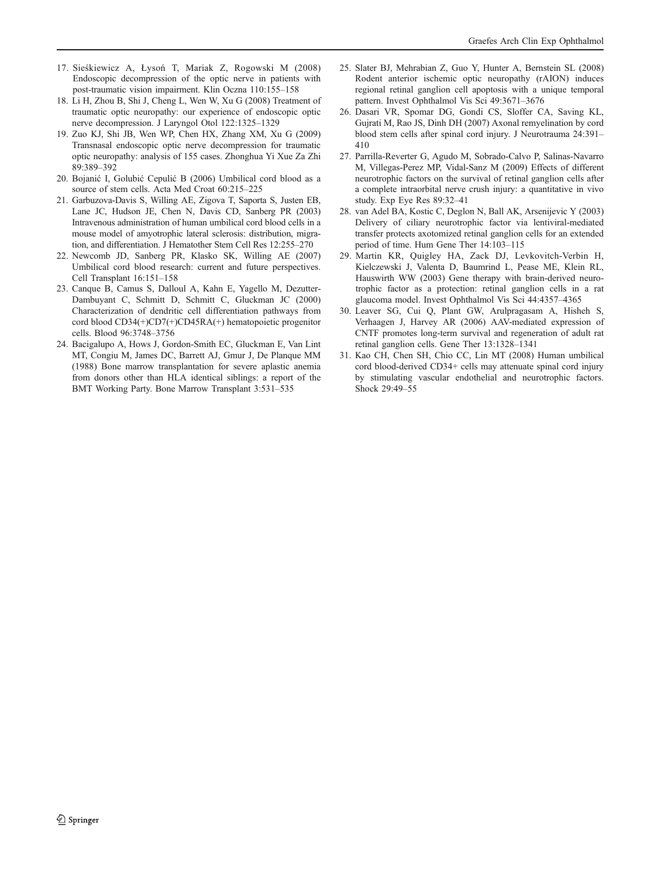17. Sieśkiewicz A, Łysoń T, Mariak Z, Rogowski M (2008) Endoscopic decompression of the optic nerve in patients with post-traumatic vision impairment. Klin Oczna 110:155–158
18. Li H, Zhou B, Shi J, Cheng L, Wen W, Xu G (2008) Treatment of traumatic optic neuropathy: our experience of endoscopic optic nerve decompression. J Laryngol Otol 122:1325–1329
19. Zuo KJ, Shi JB, Wen WP, Chen HX, Zhang XM, Xu G (2009) Transnasal endoscopic optic nerve decompression for traumatic optic neuropathy: analysis of 155 cases. Zhonghua Yi Xue Za Zhi 89:389–392
20. Bojanić I, Golubić Cepulić B (2006) Umbilical cord blood as a source of stem cells. Acta Med Croat 60:215–225
21. Garbuzova-Davis S, Willing AE, Zigova T, Saporta S, Justen EB, Lane JC, Hudson JE, Chen N, Davis CD, Sanberg PR (2003) Intravenous administration of human umbilical cord blood cells in a mouse model of amyotrophic lateral sclerosis: distribution, migration, and differentiation. J Hematother Stem Cell Res 12:255–270
22. Newcomb JD, Sanberg PR, Klasko SK, Willing AE (2007) Umbilical cord blood research: current and future perspectives. Cell Transplant 16:151–158
23. Canque B, Camus S, Dalloul A, Kahn E, Yagello M, Dezutter-Dambuyant C, Schmitt D, Schmitt C, Gluckman JC (2000) Characterization of dendritic cell differentiation pathways from cord blood CD34(+)CD7(+)CD45RA(+) hematopoietic progenitor cells. Blood 96:3748–3756
24. Bacigalupo A, Hows J, Gordon-Smith EC, Gluckman E, Van Lint MT, Congiu M, James DC, Barrett AJ, Gmur J, De Planque MM (1988) Bone marrow transplantation for severe aplastic anemia from donors other than HLA identical siblings: a report of the BMT Working Party. Bone Marrow Transplant 3:531–535
25. Slater BJ, Mehrabian Z, Guo Y, Hunter A, Bernstein SL (2008) Rodent anterior ischemic optic neuropathy (rAION) induces regional retinal ganglion cell apoptosis with a unique temporal pattern. Invest Ophthalmol Vis Sci 49:3671–3676
26. Dasari VR, Spomar DG, Gondi CS, Sloffer CA, Saving KL, Gujrati M, Rao JS, Dinh DH (2007) Axonal remyelination by cord blood stem cells after spinal cord injury. J Neurotrauma 24:391–410
27. Parrilla-Reverter G, Agudo M, Sobrado-Calvo P, Salinas-Navarro M, Villegas-Perez MP, Vidal-Sanz M (2009) Effects of different neurotrophic factors on the survival of retinal ganglion cells after a complete intraorbital nerve crush injury: a quantitative in vivo study. Exp Eye Res 89:32–41
28. van Adel BA, Kostic C, Deglon N, Ball AK, Arsenijevic Y (2003) Delivery of ciliary neurotrophic factor via lentiviral-mediated transfer protects axotomized retinal ganglion cells for an extended period of time. Hum Gene Ther 14:103–115
29. Martin KR, Quigley HA, Zack DJ, Levkovitch-Verbin H, Kielczewski J, Valenta D, Baumrind L, Pease ME, Klein RL, Hauswirth WW (2003) Gene therapy with brain-derived neurotrophic factor as a protection: retinal ganglion cells in a rat glaucoma model. Invest Ophthalmol Vis Sci 44:4357–4365
30. Leaver SG, Cui Q, Plant GW, Arulpragasam A, Hisheh S, Verhaagen J, Harvey AR (2006) AAV-mediated expression of CNTF promotes long-term survival and regeneration of adult rat retinal ganglion cells. Gene Ther 13:1328–1341
31. Kao CH, Chen SH, Chio CC, Lin MT (2008) Human umbilical cord blood-derived CD34+ cells may attenuate spinal cord injury by stimulating vascular endothelial and neurotrophic factors. Shock 29:49–55